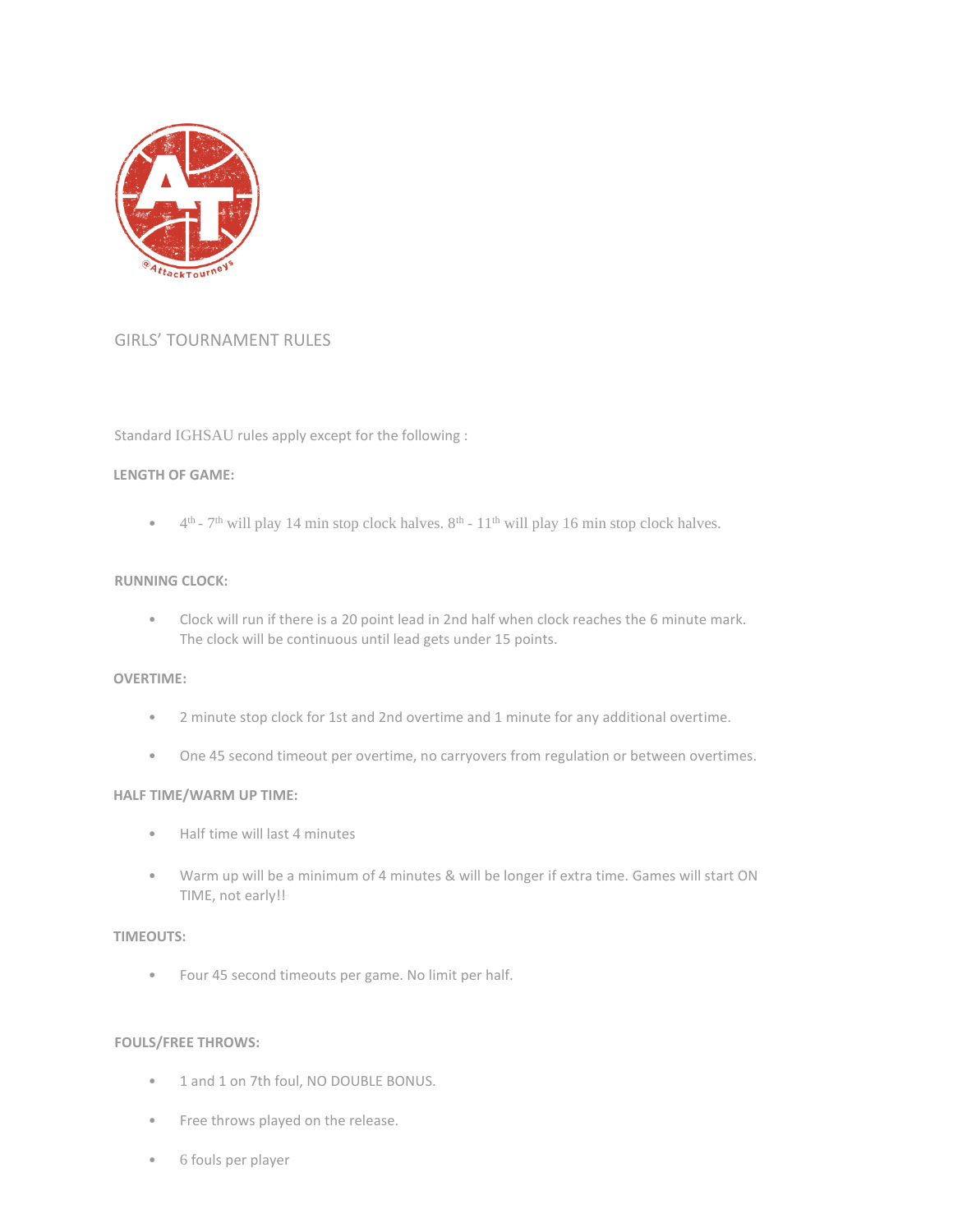# GIRLS' TOURNAMENT RULES

Standard IGHSAU rules apply except for the following :

**LENGTH OF GAME:**

- 4th - 7th will play 14 min stop clock halves. 8th - 11th will play 16 min stop clock halves.

**RUNNING CLOCK:**

- Clock will run if there is a 20 point lead in 2nd half when clock reaches the 6 minute mark. The clock will be continuous until lead gets under 15 points.

**OVERTIME:**

- 2 minute stop clock for 1st and 2nd overtime and 1 minute for any additional overtime.
- One 45 second timeout per overtime, no carryovers from regulation or between overtimes.

**HALF TIME/WARM UP TIME:**

- Half time will last 4 minutes
- Warm up will be a minimum of 4 minutes & will be longer if extra time. Games will start ON TIME, not early!!

**TIMEOUTS:**

- Four 45 second timeouts per game. No limit per half.

**FOULS/FREE THROWS:**

- 1 and 1 on 7th foul, NO DOUBLE BONUS.
- Free throws played on the release.
- 6 fouls per player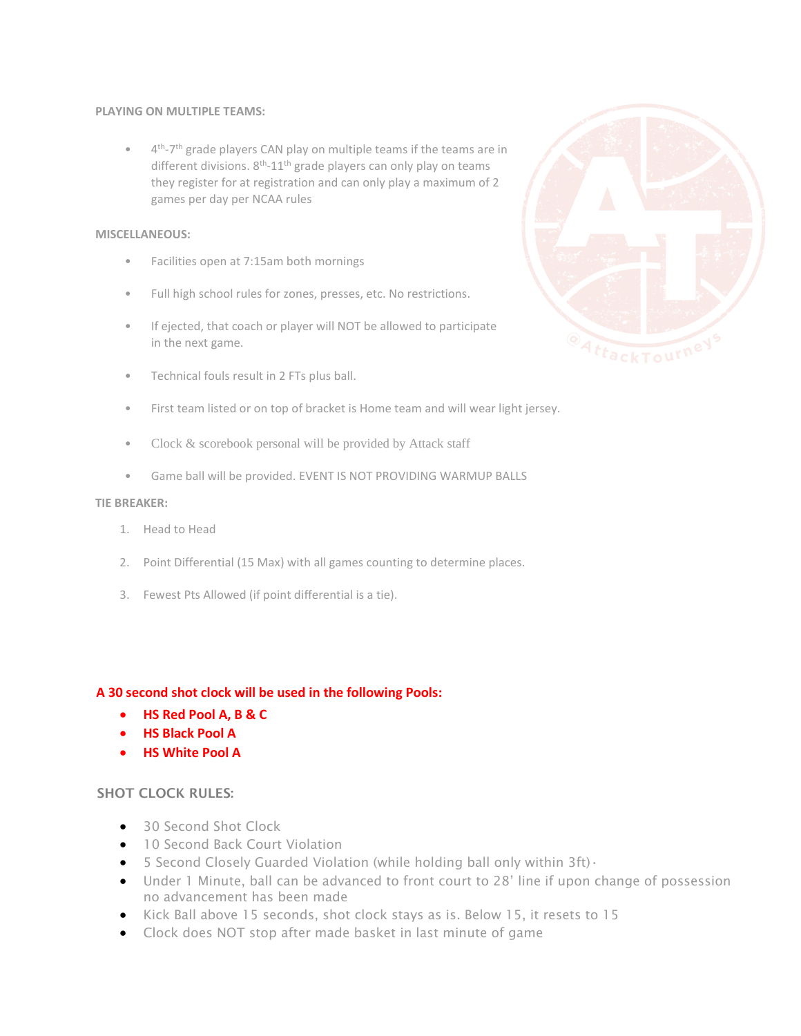**PLAYING ON MULTIPLE TEAMS:**

- 4th-7th grade players CAN play on multiple teams if the teams are in different divisions. 8th-11th grade players can only play on teams they register for at registration and can only play a maximum of 2 games per day per NCAA rules

**MISCELLANEOUS:**

- Facilities open at 7:15am both mornings
- Full high school rules for zones, presses, etc. No restrictions.
- If ejected, that coach or player will NOT be allowed to participate in the next game.
- Technical fouls result in 2 FTs plus ball.
- First team listed or on top of bracket is Home team and will wear light jersey.
- Clock & scorebook personal will be provided by Attack staff
- Game ball will be provided. EVENT IS NOT PROVIDING WARMUP BALLS

**TIE BREAKER:**

1. Head to Head
2. Point Differential (15 Max) with all games counting to determine places.
3. Fewest Pts Allowed (if point differential is a tie).

**A 30 second shot clock will be used in the following Pools:**

- **HS Red Pool A, B & C**
- **HS Black Pool A**
- **HS White Pool A**

**SHOT CLOCK RULES:**

- 30 Second Shot Clock
- 10 Second Back Court Violation
- 5 Second Closely Guarded Violation (while holding ball only within 3ft).
- Under 1 Minute, ball can be advanced to front court to 28' line if upon change of possession no advancement has been made
- Kick Ball above 15 seconds, shot clock stays as is. Below 15, it resets to 15
- Clock does NOT stop after made basket in last minute of game